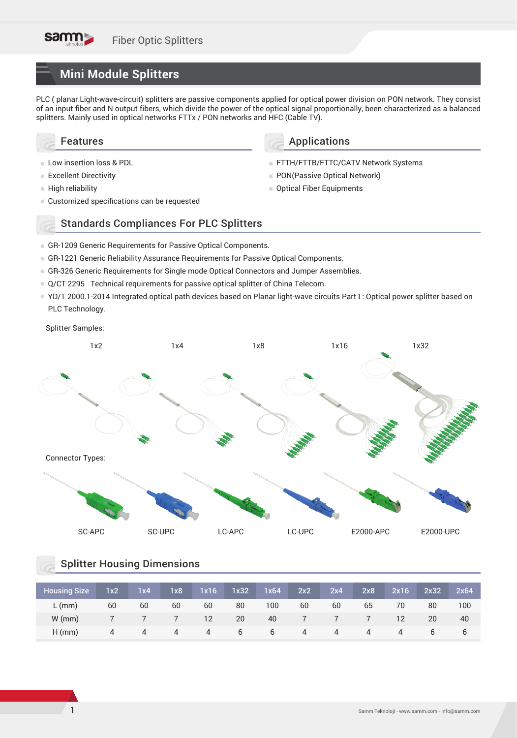# Mini Module Splitters

PLC ( planar Light-wave-circuit) splitters are passive components applied for optical power division on PON network. They consist of an input fiber and N output fibers, which divide the power of the optical signal proportionally, been characterized as a balanced splitters. Mainly used in optical networks FTTx / PON networks and HFC (Cable TV).

## Features

- Low insertion loss & PDL
- Excellent Directivity
- High reliability
- Customized specifications can be requested

## Applications

- FTTH/FTTB/FTTC/CATV Network Systems
- PON(Passive Optical Network)
- Optical Fiber Equipments

## Standards Compliances For PLC Splitters

- GR-1209 Generic Requirements for Passive Optical Components.
- GR-1221 Generic Reliability Assurance Requirements for Passive Optical Components.
- GR-326 Generic Requirements for Single mode Optical Connectors and Jumper Assemblies.
- Q/CT 2295 Technical requirements for passive optical splitter of China Telecom.
- YD/T 2000.1-2014 Integrated optical path devices based on Planar light-wave circuits Part I : Optical power splitter based on PLC Technology.

Splitter Samples:

1x2 1x4 1x8 1x16 1x32

Connector Types:

SC-APC SC-UPC LC-APC LC-UPC E2000-APC E2000-UPC

## Splitter Housing Dimensions

| Housing Size | 1x2 | 1x4 | 1x8 | 1x16 | 1x32 | 1x64 | 2x2 | 2x4 | 2x8 | 2x16 | 2x32 | 2x64 |
|---|---|---|---|---|---|---|---|---|---|---|---|---|
| L (mm) | 60 | 60 | 60 | 60 | 80 | 100 | 60 | 60 | 65 | 70 | 80 | 100 |
| W (mm) | 7 | 7 | 7 | 12 | 20 | 40 | 7 | 7 | 7 | 12 | 20 | 40 |
| H (mm) | 4 | 4 | 4 | 4 | 6 | 6 | 4 | 4 | 4 | 4 | 6 | 6 |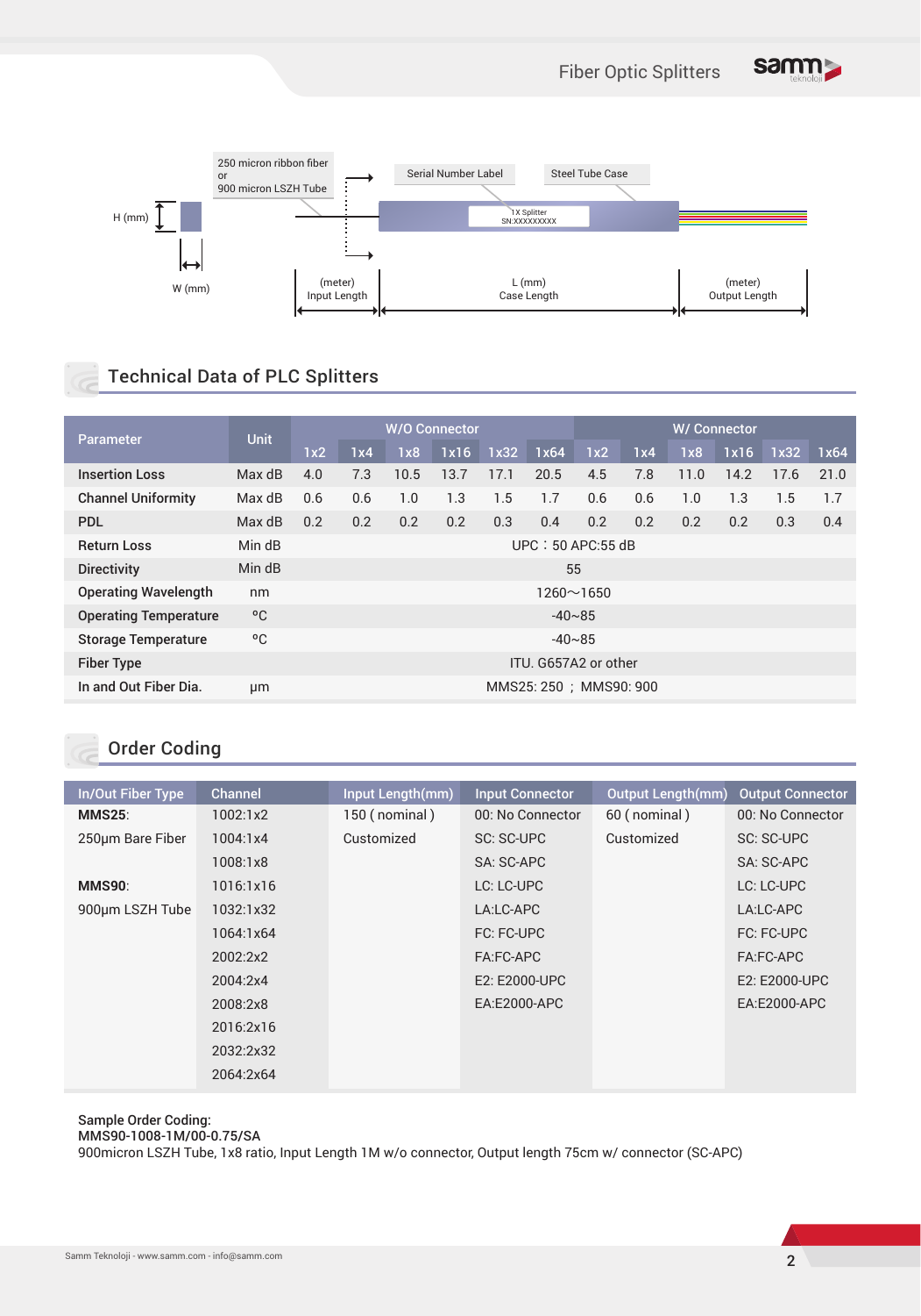250 micron ribbon fiber
or
900 micron LSZH Tube

Serial Number Label

Steel Tube Case

1X Splitter
SN:XXXXXXXXX

H (mm)

W (mm)

(meter)
Input Length

L (mm)
Case Length

(meter)
Output Length

## Technical Data of PLC Splitters

| Parameter | Unit | W/O Connector | | | | | | W/ Connector | | | | | |
|---|---|---|---|---|---|---|---|---|---|---|---|---|---|
| | | 1x2 | 1x4 | 1x8 | 1x16 | 1x32 | 1x64 | 1x2 | 1x4 | 1x8 | 1x16 | 1x32 | 1x64 |
| **Insertion Loss** | Max dB | 4.0 | 7.3 | 10.5 | 13.7 | 17.1 | 20.5 | 4.5 | 7.8 | 11.0 | 14.2 | 17.6 | 21.0 |
| **Channel Uniformity** | Max dB | 0.6 | 0.6 | 1.0 | 1.3 | 1.5 | 1.7 | 0.6 | 0.6 | 1.0 | 1.3 | 1.5 | 1.7 |
| **PDL** | Max dB | 0.2 | 0.2 | 0.2 | 0.2 | 0.3 | 0.4 | 0.2 | 0.2 | 0.2 | 0.2 | 0.3 | 0.4 |
| **Return Loss** | Min dB | UPC：50 APC:55 dB | | | | | | | | | | | |
| **Directivity** | Min dB | 55 | | | | | | | | | | | |
| **Operating Wavelength** | nm | 1260～1650 | | | | | | | | | | | |
| **Operating Temperature** | °C | -40~85 | | | | | | | | | | | |
| **Storage Temperature** | °C | -40~85 | | | | | | | | | | | |
| **Fiber Type** | | ITU. G657A2 or other | | | | | | | | | | | |
| **In and Out Fiber Dia.** | μm | MMS25: 250 ； MMS90: 900 | | | | | | | | | | | |

## Order Coding

| In/Out Fiber Type | Channel | Input Length(mm) | Input Connector | Output Length(mm) | Output Connector |
|---|---|---|---|---|---|
| **MMS25**: | 1002:1x2 | 150 ( nominal ) | 00: No Connector | 60 ( nominal ) | 00: No Connector |
| 250μm Bare Fiber | 1004:1x4 | Customized | SC: SC-UPC | Customized | SC: SC-UPC |
| | 1008:1x8 | | SA: SC-APC | | SA: SC-APC |
| **MMS90**: | 1016:1x16 | | LC: LC-UPC | | LC: LC-UPC |
| 900μm LSZH Tube | 1032:1x32 | | LA:LC-APC | | LA:LC-APC |
| | 1064:1x64 | | FC: FC-UPC | | FC: FC-UPC |
| | 2002:2x2 | | FA:FC-APC | | FA:FC-APC |
| | 2004:2x4 | | E2: E2000-UPC | | E2: E2000-UPC |
| | 2008:2x8 | | EA:E2000-APC | | EA:E2000-APC |
| | 2016:2x16 | | | | |
| | 2032:2x32 | | | | |
| | 2064:2x64 | | | | |

Sample Order Coding:
MMS90-1008-1M/00-0.75/SA
900micron LSZH Tube, 1x8 ratio, Input Length 1M w/o connector, Output length 75cm w/ connector (SC-APC)